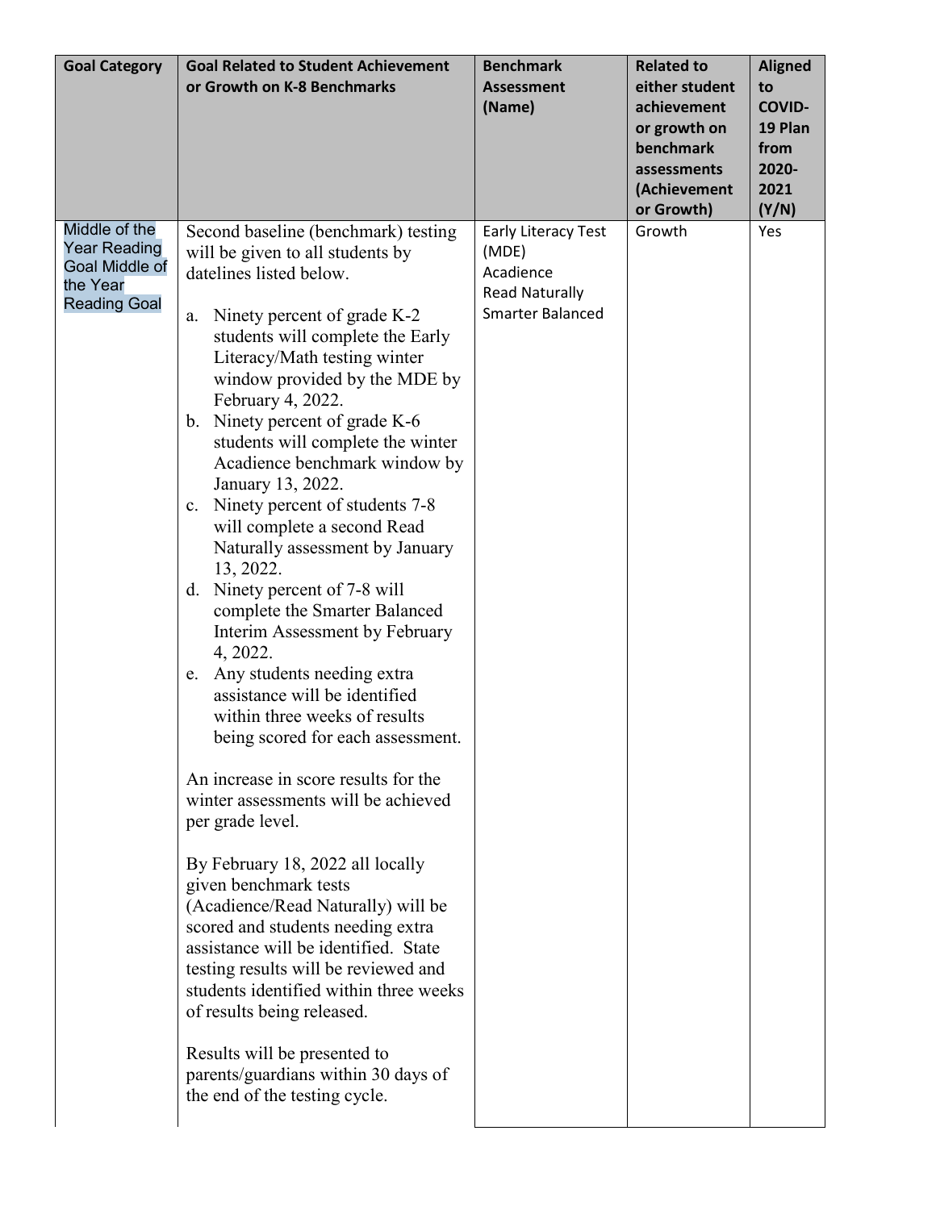| Goal Category | Goal Related to Student Achievement or Growth on K-8 Benchmarks | Benchmark Assessment (Name) | Related to either student achievement or growth on benchmark assessments (Achievement or Growth) | Aligned to COVID-19 Plan from 2020-2021 (Y/N) |
|---|---|---|---|---|
| Middle of the Year Reading Goal Middle of the Year Reading Goal | Second baseline (benchmark) testing will be given to all students by datelines listed below.<br><br>a. Ninety percent of grade K-2 students will complete the Early Literacy/Math testing winter window provided by the MDE by February 4, 2022.<br>b. Ninety percent of grade K-6 students will complete the winter Acadience benchmark window by January 13, 2022.<br>c. Ninety percent of students 7-8 will complete a second Read Naturally assessment by January 13, 2022.<br>d. Ninety percent of 7-8 will complete the Smarter Balanced Interim Assessment by February 4, 2022.<br>e. Any students needing extra assistance will be identified within three weeks of results being scored for each assessment.<br><br>An increase in score results for the winter assessments will be achieved per grade level.<br><br>By February 18, 2022 all locally given benchmark tests (Acadience/Read Naturally) will be scored and students needing extra assistance will be identified. State testing results will be reviewed and students identified within three weeks of results being released.<br><br>Results will be presented to parents/guardians within 30 days of the end of the testing cycle. | Early Literacy Test (MDE)<br>Acadience<br>Read Naturally<br>Smarter Balanced | Growth | Yes |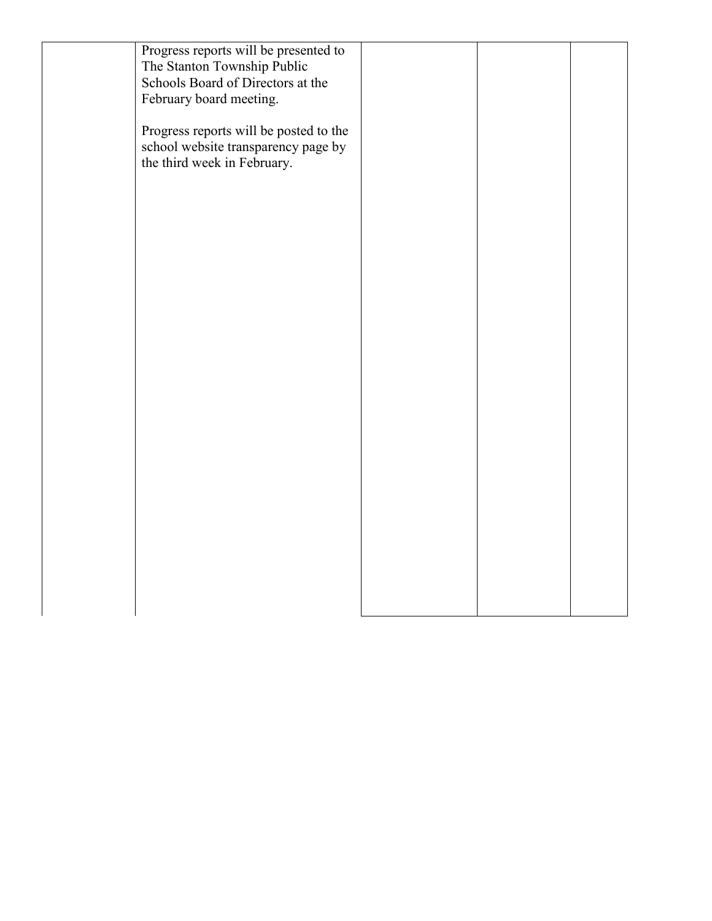|  | Progress reports will be presented to The Stanton Township Public Schools Board of Directors at the February board meeting.<br><br>Progress reports will be posted to the school website transparency page by the third week in February. |  |  |  |
|---|---|---|---|---|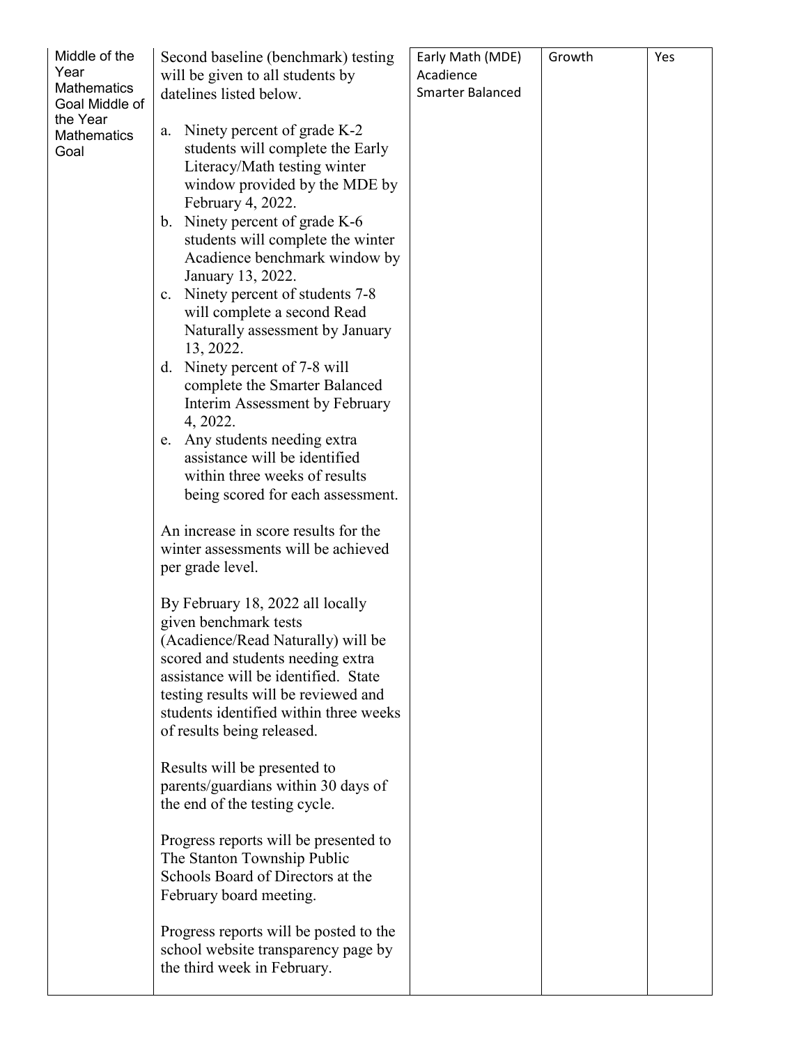| Middle of the Year Mathematics Goal Middle of the Year Mathematics Goal | Second baseline (benchmark) testing will be given to all students by datelines listed below.<br><br>a. Ninety percent of grade K-2 students will complete the Early Literacy/Math testing winter window provided by the MDE by February 4, 2022.<br>b. Ninety percent of grade K-6 students will complete the winter Acadience benchmark window by January 13, 2022.<br>c. Ninety percent of students 7-8 will complete a second Read Naturally assessment by January 13, 2022.<br>d. Ninety percent of 7-8 will complete the Smarter Balanced Interim Assessment by February 4, 2022.<br>e. Any students needing extra assistance will be identified within three weeks of results being scored for each assessment.<br><br>An increase in score results for the winter assessments will be achieved per grade level.<br><br>By February 18, 2022 all locally given benchmark tests (Acadience/Read Naturally) will be scored and students needing extra assistance will be identified. State testing results will be reviewed and students identified within three weeks of results being released.<br><br>Results will be presented to parents/guardians within 30 days of the end of the testing cycle.<br><br>Progress reports will be presented to The Stanton Township Public Schools Board of Directors at the February board meeting.<br><br>Progress reports will be posted to the school website transparency page by the third week in February. | Early Math (MDE)<br>Acadience<br>Smarter Balanced | Growth | Yes |
|---|---|---|---|---|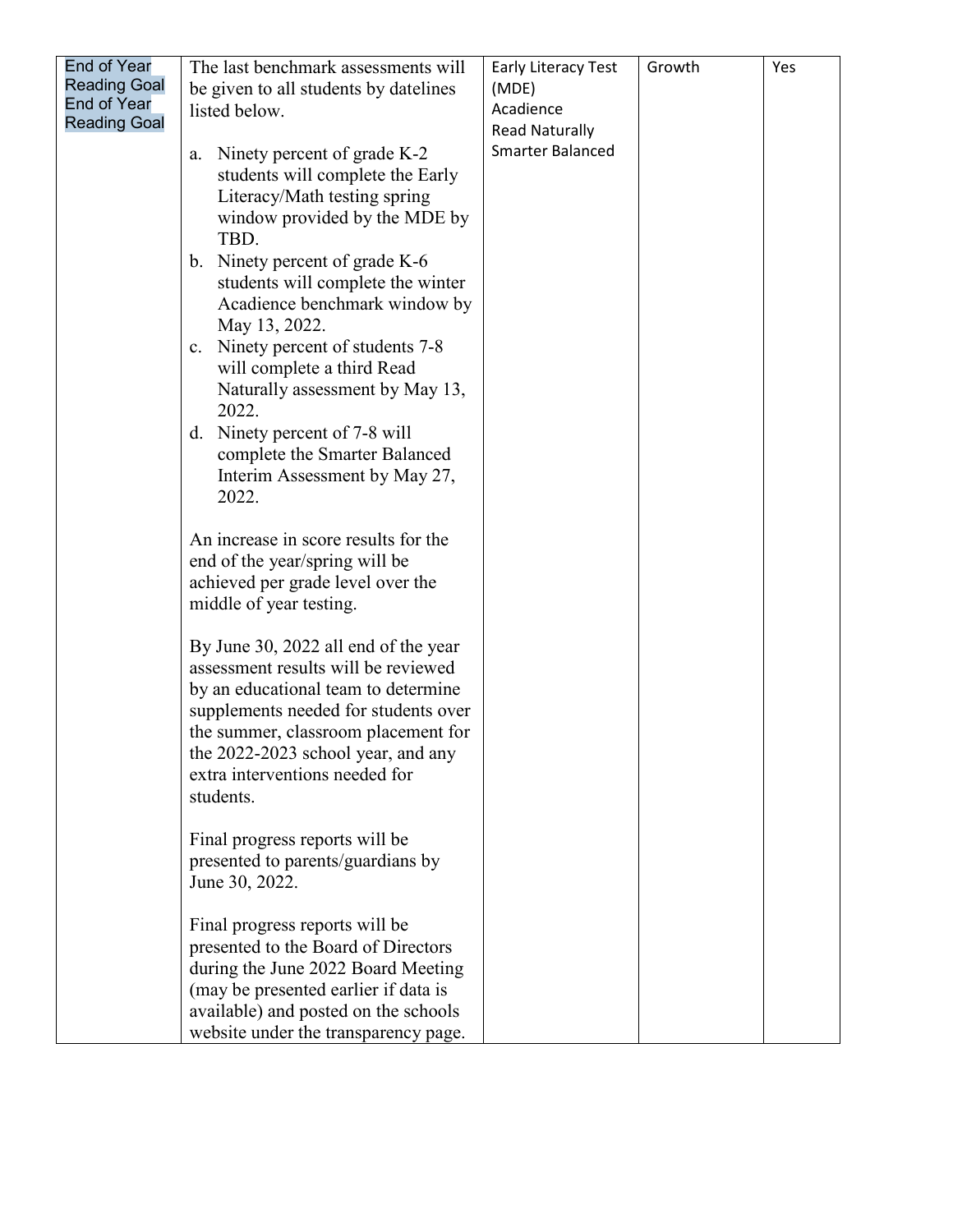| End of Year Reading Goal End of Year Reading Goal | The last benchmark assessments will be given to all students by datelines listed below.<br><br>a. Ninety percent of grade K-2 students will complete the Early Literacy/Math testing spring window provided by the MDE by TBD.<br>b. Ninety percent of grade K-6 students will complete the winter Acadience benchmark window by May 13, 2022.<br>c. Ninety percent of students 7-8 will complete a third Read Naturally assessment by May 13, 2022.<br>d. Ninety percent of 7-8 will complete the Smarter Balanced Interim Assessment by May 27, 2022.<br><br>An increase in score results for the end of the year/spring will be achieved per grade level over the middle of year testing.<br><br>By June 30, 2022 all end of the year assessment results will be reviewed by an educational team to determine supplements needed for students over the summer, classroom placement for the 2022-2023 school year, and any extra interventions needed for students.<br><br>Final progress reports will be presented to parents/guardians by June 30, 2022.<br><br>Final progress reports will be presented to the Board of Directors during the June 2022 Board Meeting (may be presented earlier if data is available) and posted on the schools website under the transparency page. | Early Literacy Test (MDE)<br>Acadience<br>Read Naturally<br>Smarter Balanced | Growth | Yes |
|---|---|---|---|---|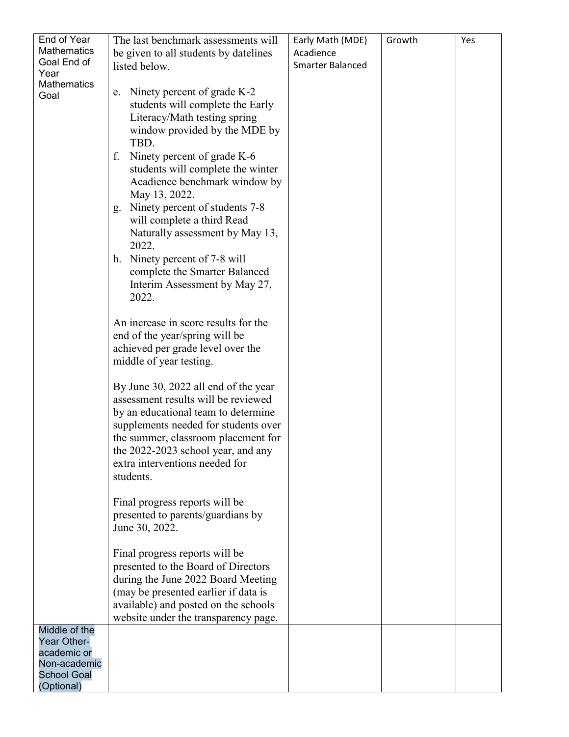| End of Year Mathematics Goal End of Year Mathematics Goal | The last benchmark assessments will be given to all students by datelines listed below.<br><br>e. Ninety percent of grade K-2 students will complete the Early Literacy/Math testing spring window provided by the MDE by TBD.<br>f. Ninety percent of grade K-6 students will complete the winter Acadience benchmark window by May 13, 2022.<br>g. Ninety percent of students 7-8 will complete a third Read Naturally assessment by May 13, 2022.<br>h. Ninety percent of 7-8 will complete the Smarter Balanced Interim Assessment by May 27, 2022.<br><br>An increase in score results for the end of the year/spring will be achieved per grade level over the middle of year testing.<br><br>By June 30, 2022 all end of the year assessment results will be reviewed by an educational team to determine supplements needed for students over the summer, classroom placement for the 2022-2023 school year, and any extra interventions needed for students.<br><br>Final progress reports will be presented to parents/guardians by June 30, 2022.<br><br>Final progress reports will be presented to the Board of Directors during the June 2022 Board Meeting (may be presented earlier if data is available) and posted on the schools website under the transparency page. | Early Math (MDE)<br>Acadience<br>Smarter Balanced | Growth | Yes |
|---|---|---|---|---|
| Middle of the Year Other-academic or Non-academic School Goal (Optional) | | | | |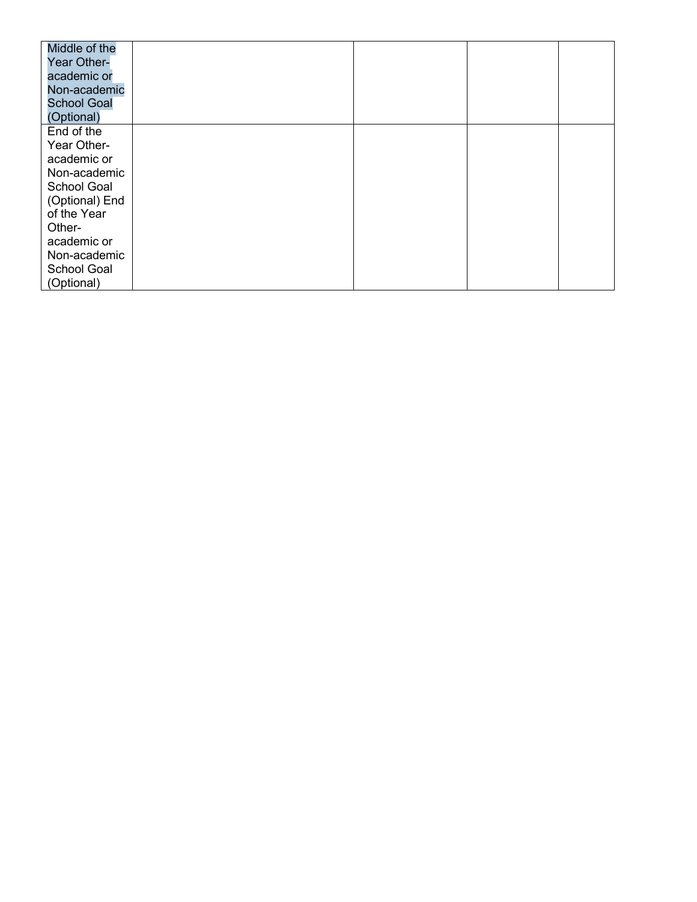| | | | | |
|---|---|---|---|---|
| Middle of the Year Other-academic or Non-academic School Goal (Optional) | | | | |
| End of the Year Other-academic or Non-academic School Goal (Optional) End of the Year Other-academic or Non-academic School Goal (Optional) | | | | |